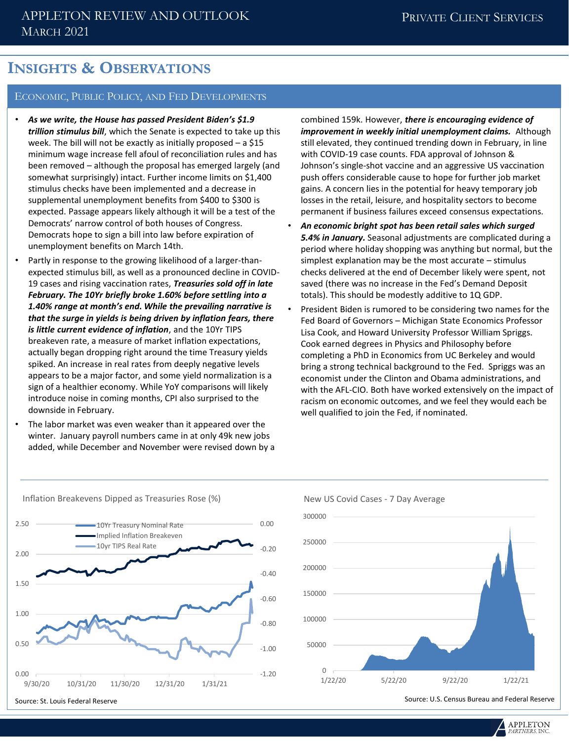# APPLETON REVIEW AND OUTLOOK
MARCH 2021

PRIVATE CLIENT SERVICES

## INSIGHTS & OBSERVATIONS

### ECONOMIC, PUBLIC POLICY, AND FED DEVELOPMENTS

- ***As we write, the House has passed President Biden's $1.9 trillion stimulus bill***, which the Senate is expected to take up this week. The bill will not be exactly as initially proposed – a $15 minimum wage increase fell afoul of reconciliation rules and has been removed – although the proposal has emerged largely (and somewhat surprisingly) intact. Further income limits on $1,400 stimulus checks have been implemented and a decrease in supplemental unemployment benefits from $400 to $300 is expected. Passage appears likely although it will be a test of the Democrats' narrow control of both houses of Congress. Democrats hope to sign a bill into law before expiration of unemployment benefits on March 14th.
- Partly in response to the growing likelihood of a larger-than-expected stimulus bill, as well as a pronounced decline in COVID-19 cases and rising vaccination rates, ***Treasuries sold off in late February. The 10Yr briefly broke 1.60% before settling into a 1.40% range at month's end. While the prevailing narrative is that the surge in yields is being driven by inflation fears, there is little current evidence of inflation***, and the 10Yr TIPS breakeven rate, a measure of market inflation expectations, actually began dropping right around the time Treasury yields spiked. An increase in real rates from deeply negative levels appears to be a major factor, and some yield normalization is a sign of a healthier economy. While YoY comparisons will likely introduce noise in coming months, CPI also surprised to the downside in February.
- The labor market was even weaker than it appeared over the winter. January payroll numbers came in at only 49k new jobs added, while December and November were revised down by a combined 159k. However, ***there is encouraging evidence of improvement in weekly initial unemployment claims.*** Although still elevated, they continued trending down in February, in line with COVID-19 case counts. FDA approval of Johnson & Johnson's single-shot vaccine and an aggressive US vaccination push offers considerable cause to hope for further job market gains. A concern lies in the potential for heavy temporary job losses in the retail, leisure, and hospitality sectors to become permanent if business failures exceed consensus expectations.
- ***An economic bright spot has been retail sales which surged 5.4% in January.*** Seasonal adjustments are complicated during a period where holiday shopping was anything but normal, but the simplest explanation may be the most accurate – stimulus checks delivered at the end of December likely were spent, not saved (there was no increase in the Fed's Demand Deposit totals). This should be modestly additive to 1Q GDP.
- President Biden is rumored to be considering two names for the Fed Board of Governors – Michigan State Economics Professor Lisa Cook, and Howard University Professor William Spriggs. Cook earned degrees in Physics and Philosophy before completing a PhD in Economics from UC Berkeley and would bring a strong technical background to the Fed. Spriggs was an economist under the Clinton and Obama administrations, and with the AFL-CIO. Both have worked extensively on the impact of racism on economic outcomes, and we feel they would each be well qualified to join the Fed, if nominated.

Inflation Breakevens Dipped as Treasuries Rose (%)

Source: St. Louis Federal Reserve

New US Covid Cases - 7 Day Average

Source: U.S. Census Bureau and Federal Reserve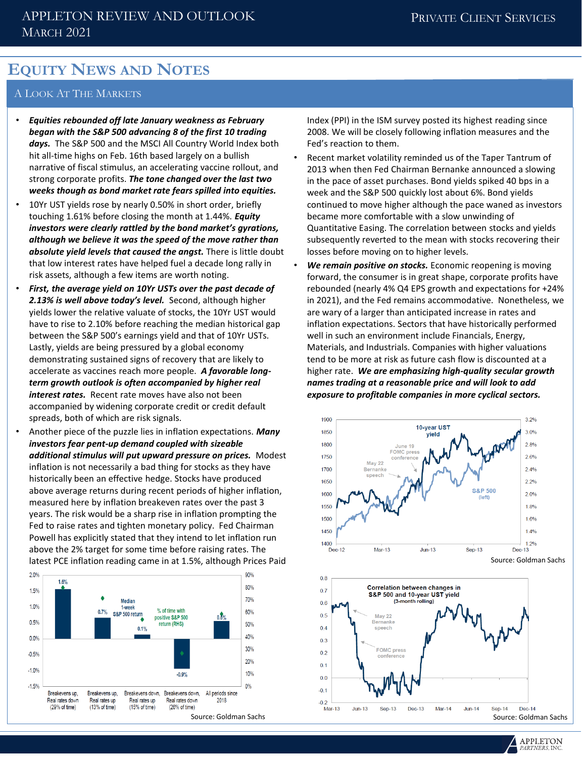# Equity News and Notes

## A Look At The Markets

- ***Equities rebounded off late January weakness as February began with the S&P 500 advancing 8 of the first 10 trading days.*** The S&P 500 and the MSCI All Country World Index both hit all-time highs on Feb. 16th based largely on a bullish narrative of fiscal stimulus, an accelerating vaccine rollout, and strong corporate profits. ***The tone changed over the last two weeks though as bond market rate fears spilled into equities.***
- 10Yr UST yields rose by nearly 0.50% in short order, briefly touching 1.61% before closing the month at 1.44%. ***Equity investors were clearly rattled by the bond market's gyrations, although we believe it was the speed of the move rather than absolute yield levels that caused the angst.*** There is little doubt that low interest rates have helped fuel a decade long rally in risk assets, although a few items are worth noting.
- ***First, the average yield on 10Yr USTs over the past decade of 2.13% is well above today's level.*** Second, although higher yields lower the relative valuate of stocks, the 10Yr UST would have to rise to 2.10% before reaching the median historical gap between the S&P 500's earnings yield and that of 10Yr USTs. Lastly, yields are being pressured by a global economy demonstrating sustained signs of recovery that are likely to accelerate as vaccines reach more people. ***A favorable long-term growth outlook is often accompanied by higher real interest rates.*** Recent rate moves have also not been accompanied by widening corporate credit or credit default spreads, both of which are risk signals.
- Another piece of the puzzle lies in inflation expectations. ***Many investors fear pent-up demand coupled with sizeable additional stimulus will put upward pressure on prices.*** Modest inflation is not necessarily a bad thing for stocks as they have historically been an effective hedge. Stocks have produced above average returns during recent periods of higher inflation, measured here by inflation breakeven rates over the past 3 years. The risk would be a sharp rise in inflation prompting the Fed to raise rates and tighten monetary policy. Fed Chairman Powell has explicitly stated that they intend to let inflation run above the 2% target for some time before raising rates. The latest PCE inflation reading came in at 1.5%, although Prices Paid Index (PPI) in the ISM survey posted its highest reading since 2008. We will be closely following inflation measures and the Fed's reaction to them.
- Recent market volatility reminded us of the Taper Tantrum of 2013 when then Fed Chairman Bernanke announced a slowing in the pace of asset purchases. Bond yields spiked 40 bps in a week and the S&P 500 quickly lost about 6%. Bond yields continued to move higher although the pace waned as investors became more comfortable with a slow unwinding of Quantitative Easing. The correlation between stocks and yields subsequently reverted to the mean with stocks recovering their losses before moving on to higher levels.
- ***We remain positive on stocks.*** Economic reopening is moving forward, the consumer is in great shape, corporate profits have rebounded (nearly 4% Q4 EPS growth and expectations for +24% in 2021), and the Fed remains accommodative. Nonetheless, we are wary of a larger than anticipated increase in rates and inflation expectations. Sectors that have historically performed well in such an environment include Financials, Energy, Materials, and Industrials. Companies with higher valuations tend to be more at risk as future cash flow is discounted at a higher rate. ***We are emphasizing high-quality secular growth names trading at a reasonable price and will look to add exposure to profitable companies in more cyclical sectors.***

| | Breakevens up, Real rates down (29% of time) | Breakevens up, Real rates up (13% of time) | Breakevens down, Real rates up (15% of time) | Breakevens down, Real rates down (26% of time) | All periods since 2018 |
|---|---|---|---|---|---|
| Median 1-week S&P 500 return | 1.6% | 0.7% | 0.1% | -0.9% | 0.6% |

Source: Goldman Sachs

Chart: 10-year UST yield vs. S&P 500 (left), Dec-12 to Dec-13, annotated "May 22 Bernanke speech" and "June 19 FOMC press conference".

Source: Goldman Sachs

Chart: Correlation between changes in S&P 500 and 10-year UST yield (3-month rolling), Mar-13 to Dec-14, annotated "May 22 Bernanke speech" and "FOMC press conference".

Source: Goldman Sachs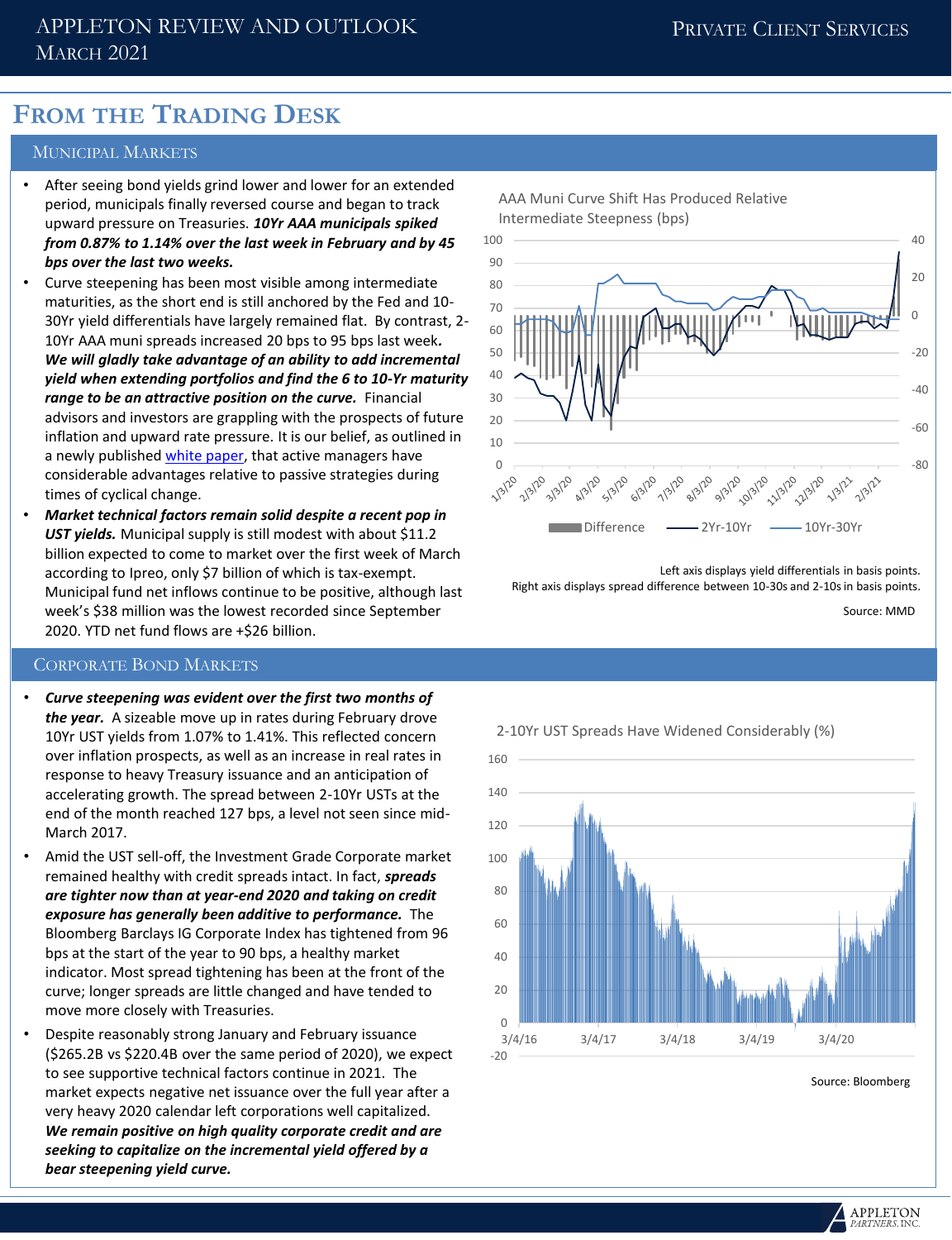# From the Trading Desk

## Municipal Markets

- After seeing bond yields grind lower and lower for an extended period, municipals finally reversed course and began to track upward pressure on Treasuries. ***10Yr AAA municipals spiked from 0.87% to 1.14% over the last week in February and by 45 bps over the last two weeks.***
- Curve steepening has been most visible among intermediate maturities, as the short end is still anchored by the Fed and 10-30Yr yield differentials have largely remained flat. By contrast, 2-10Yr AAA muni spreads increased 20 bps to 95 bps last week**.** ***We will gladly take advantage of an ability to add incremental yield when extending portfolios and find the 6 to 10-Yr maturity range to be an attractive position on the curve.*** Financial advisors and investors are grappling with the prospects of future inflation and upward rate pressure. It is our belief, as outlined in a newly published white paper, that active managers have considerable advantages relative to passive strategies during times of cyclical change.
- ***Market technical factors remain solid despite a recent pop in UST yields.*** Municipal supply is still modest with about $11.2 billion expected to come to market over the first week of March according to Ipreo, only $7 billion of which is tax-exempt. Municipal fund net inflows continue to be positive, although last week's $38 million was the lowest recorded since September 2020. YTD net fund flows are +$26 billion.

AAA Muni Curve Shift Has Produced Relative Intermediate Steepness (bps)

Left axis displays yield differentials in basis points. Right axis displays spread difference between 10-30s and 2-10s in basis points.

Source: MMD

## Corporate Bond Markets

- ***Curve steepening was evident over the first two months of the year.*** A sizeable move up in rates during February drove 10Yr UST yields from 1.07% to 1.41%. This reflected concern over inflation prospects, as well as an increase in real rates in response to heavy Treasury issuance and an anticipation of accelerating growth. The spread between 2-10Yr USTs at the end of the month reached 127 bps, a level not seen since mid-March 2017.
- Amid the UST sell-off, the Investment Grade Corporate market remained healthy with credit spreads intact. In fact, ***spreads are tighter now than at year-end 2020 and taking on credit exposure has generally been additive to performance.*** The Bloomberg Barclays IG Corporate Index has tightened from 96 bps at the start of the year to 90 bps, a healthy market indicator. Most spread tightening has been at the front of the curve; longer spreads are little changed and have tended to move more closely with Treasuries.
- Despite reasonably strong January and February issuance ($265.2B vs $220.4B over the same period of 2020), we expect to see supportive technical factors continue in 2021. The market expects negative net issuance over the full year after a very heavy 2020 calendar left corporations well capitalized. ***We remain positive on high quality corporate credit and are seeking to capitalize on the incremental yield offered by a bear steepening yield curve.***

2-10Yr UST Spreads Have Widened Considerably (%)

Source: Bloomberg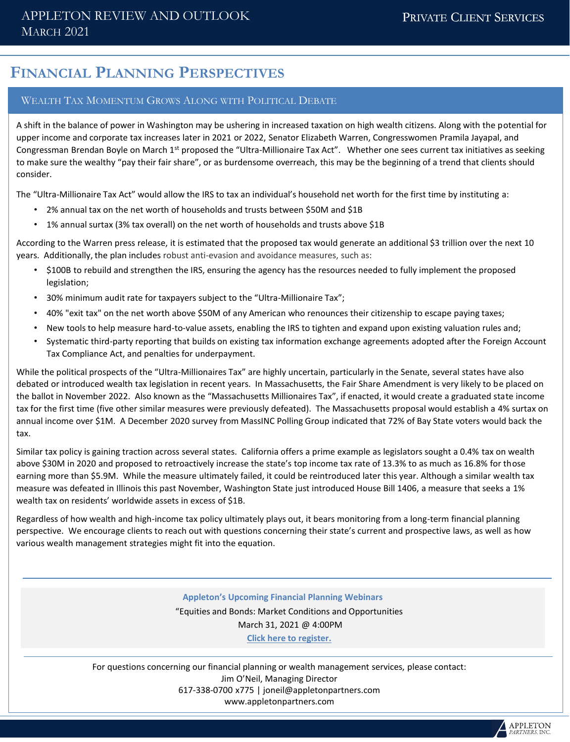# Financial Planning Perspectives

## Wealth Tax Momentum Grows Along with Political Debate

A shift in the balance of power in Washington may be ushering in increased taxation on high wealth citizens. Along with the potential for upper income and corporate tax increases later in 2021 or 2022, Senator Elizabeth Warren, Congresswomen Pramila Jayapal, and Congressman Brendan Boyle on March 1st proposed the "Ultra-Millionaire Tax Act". Whether one sees current tax initiatives as seeking to make sure the wealthy "pay their fair share", or as burdensome overreach, this may be the beginning of a trend that clients should consider.

The "Ultra-Millionaire Tax Act" would allow the IRS to tax an individual's household net worth for the first time by instituting a:

- 2% annual tax on the net worth of households and trusts between $50M and $1B
- 1% annual surtax (3% tax overall) on the net worth of households and trusts above $1B

According to the Warren press release, it is estimated that the proposed tax would generate an additional $3 trillion over the next 10 years. Additionally, the plan includes robust anti-evasion and avoidance measures, such as:

- $100B to rebuild and strengthen the IRS, ensuring the agency has the resources needed to fully implement the proposed legislation;
- 30% minimum audit rate for taxpayers subject to the "Ultra-Millionaire Tax";
- 40% "exit tax" on the net worth above $50M of any American who renounces their citizenship to escape paying taxes;
- New tools to help measure hard-to-value assets, enabling the IRS to tighten and expand upon existing valuation rules and;
- Systematic third-party reporting that builds on existing tax information exchange agreements adopted after the Foreign Account Tax Compliance Act, and penalties for underpayment.

While the political prospects of the "Ultra-Millionaires Tax" are highly uncertain, particularly in the Senate, several states have also debated or introduced wealth tax legislation in recent years. In Massachusetts, the Fair Share Amendment is very likely to be placed on the ballot in November 2022. Also known as the "Massachusetts Millionaires Tax", if enacted, it would create a graduated state income tax for the first time (five other similar measures were previously defeated). The Massachusetts proposal would establish a 4% surtax on annual income over $1M. A December 2020 survey from MassINC Polling Group indicated that 72% of Bay State voters would back the tax.

Similar tax policy is gaining traction across several states. California offers a prime example as legislators sought a 0.4% tax on wealth above $30M in 2020 and proposed to retroactively increase the state's top income tax rate of 13.3% to as much as 16.8% for those earning more than $5.9M. While the measure ultimately failed, it could be reintroduced later this year. Although a similar wealth tax measure was defeated in Illinois this past November, Washington State just introduced House Bill 1406, a measure that seeks a 1% wealth tax on residents' worldwide assets in excess of $1B.

Regardless of how wealth and high-income tax policy ultimately plays out, it bears monitoring from a long-term financial planning perspective. We encourage clients to reach out with questions concerning their state's current and prospective laws, as well as how various wealth management strategies might fit into the equation.

---

**Appleton's Upcoming Financial Planning Webinars**

"Equities and Bonds: Market Conditions and Opportunities

March 31, 2021 @ 4:00PM

**Click here to register.**

---

For questions concerning our financial planning or wealth management services, please contact:

Jim O'Neil, Managing Director

617-338-0700 x775 | joneil@appletonpartners.com

www.appletonpartners.com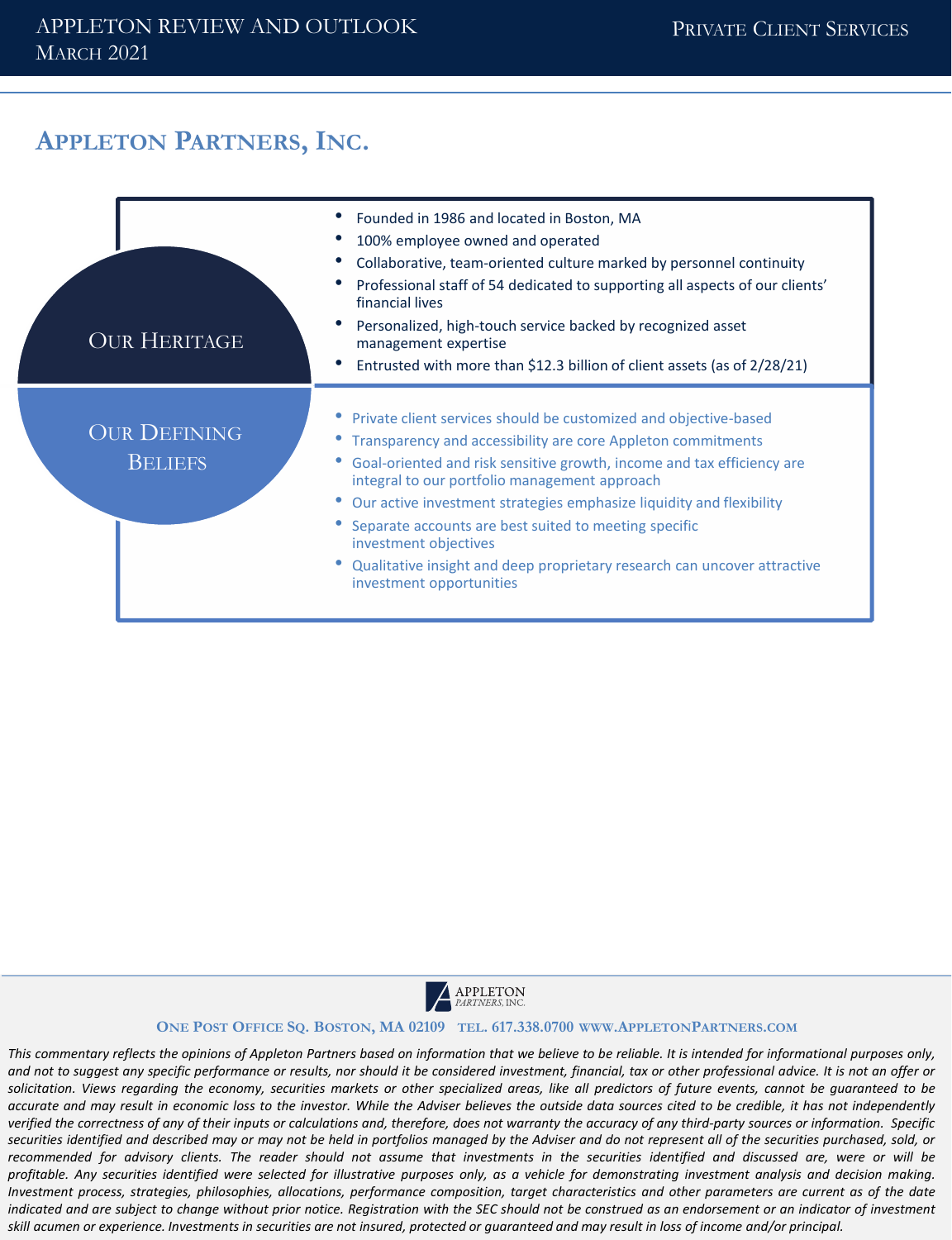## Appleton Partners, Inc.

### Our Heritage

- Founded in 1986 and located in Boston, MA
- 100% employee owned and operated
- Collaborative, team-oriented culture marked by personnel continuity
- Professional staff of 54 dedicated to supporting all aspects of our clients' financial lives
- Personalized, high-touch service backed by recognized asset management expertise
- Entrusted with more than $12.3 billion of client assets (as of 2/28/21)

### Our Defining Beliefs

- Private client services should be customized and objective-based
- Transparency and accessibility are core Appleton commitments
- Goal-oriented and risk sensitive growth, income and tax efficiency are integral to our portfolio management approach
- Our active investment strategies emphasize liquidity and flexibility
- Separate accounts are best suited to meeting specific investment objectives
- Qualitative insight and deep proprietary research can uncover attractive investment opportunities

APPLETON PARTNERS, INC.

ONE POST OFFICE SQ. BOSTON, MA 02109 TEL. 617.338.0700 WWW.APPLETONPARTNERS.COM

*This commentary reflects the opinions of Appleton Partners based on information that we believe to be reliable. It is intended for informational purposes only, and not to suggest any specific performance or results, nor should it be considered investment, financial, tax or other professional advice. It is not an offer or solicitation. Views regarding the economy, securities markets or other specialized areas, like all predictors of future events, cannot be guaranteed to be accurate and may result in economic loss to the investor. While the Adviser believes the outside data sources cited to be credible, it has not independently verified the correctness of any of their inputs or calculations and, therefore, does not warranty the accuracy of any third-party sources or information. Specific securities identified and described may or may not be held in portfolios managed by the Adviser and do not represent all of the securities purchased, sold, or recommended for advisory clients. The reader should not assume that investments in the securities identified and discussed are, were or will be profitable. Any securities identified were selected for illustrative purposes only, as a vehicle for demonstrating investment analysis and decision making. Investment process, strategies, philosophies, allocations, performance composition, target characteristics and other parameters are current as of the date indicated and are subject to change without prior notice. Registration with the SEC should not be construed as an endorsement or an indicator of investment skill acumen or experience. Investments in securities are not insured, protected or guaranteed and may result in loss of income and/or principal.*